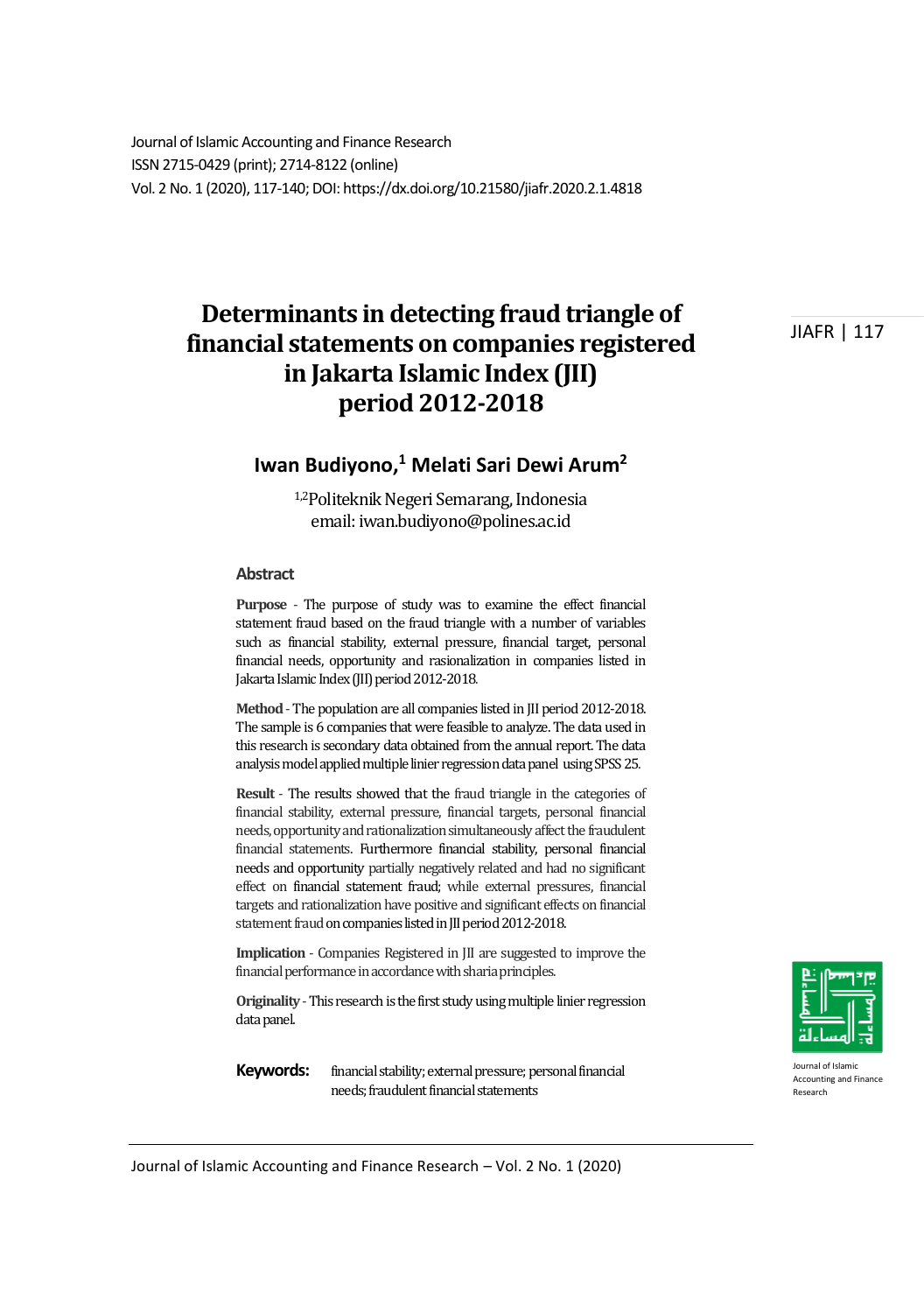Journal of Islamic Accounting and Finance Research
ISSN 2715-0429 (print); 2714-8122 (online)
Vol. 2 No. 1 (2020), 117-140; DOI: https://dx.doi.org/10.21580/jiafr.2020.2.1.4818

# Determinants in detecting fraud triangle of financial statements on companies registered in Jakarta Islamic Index (JII) period 2012-2018

## Iwan Budiyono,[1] Melati Sari Dewi Arum[2]

[1,2]Politeknik Negeri Semarang, Indonesia
email: iwan.budiyono@polines.ac.id

### Abstract

**Purpose** - The purpose of study was to examine the effect financial statement fraud based on the fraud triangle with a number of variables such as financial stability, external pressure, financial target, personal financial needs, opportunity and rasionalization in companies listed in Jakarta Islamic Index (JII) period 2012-2018.

**Method** - The population are all companies listed in JII period 2012-2018. The sample is 6 companies that were feasible to analyze. The data used in this research is secondary data obtained from the annual report. The data analysis model applied multiple linier regression data panel using SPSS 25.

**Result** - The results showed that the fraud triangle in the categories of financial stability, external pressure, financial targets, personal financial needs, opportunity and rationalization simultaneously affect the fraudulent financial statements. Furthermore financial stability, personal financial needs and opportunity partially negatively related and had no significant effect on financial statement fraud; while external pressures, financial targets and rationalization have positive and significant effects on financial statement fraud on companies listed in JII period 2012-2018.

**Implication** - Companies Registered in JII are suggested to improve the financial performance in accordance with sharia principles.

**Originality** - This research is the first study using multiple linier regression data panel.

**Keywords:** financial stability; external pressure; personal financial needs; fraudulent financial statements

Journal of Islamic Accounting and Finance Research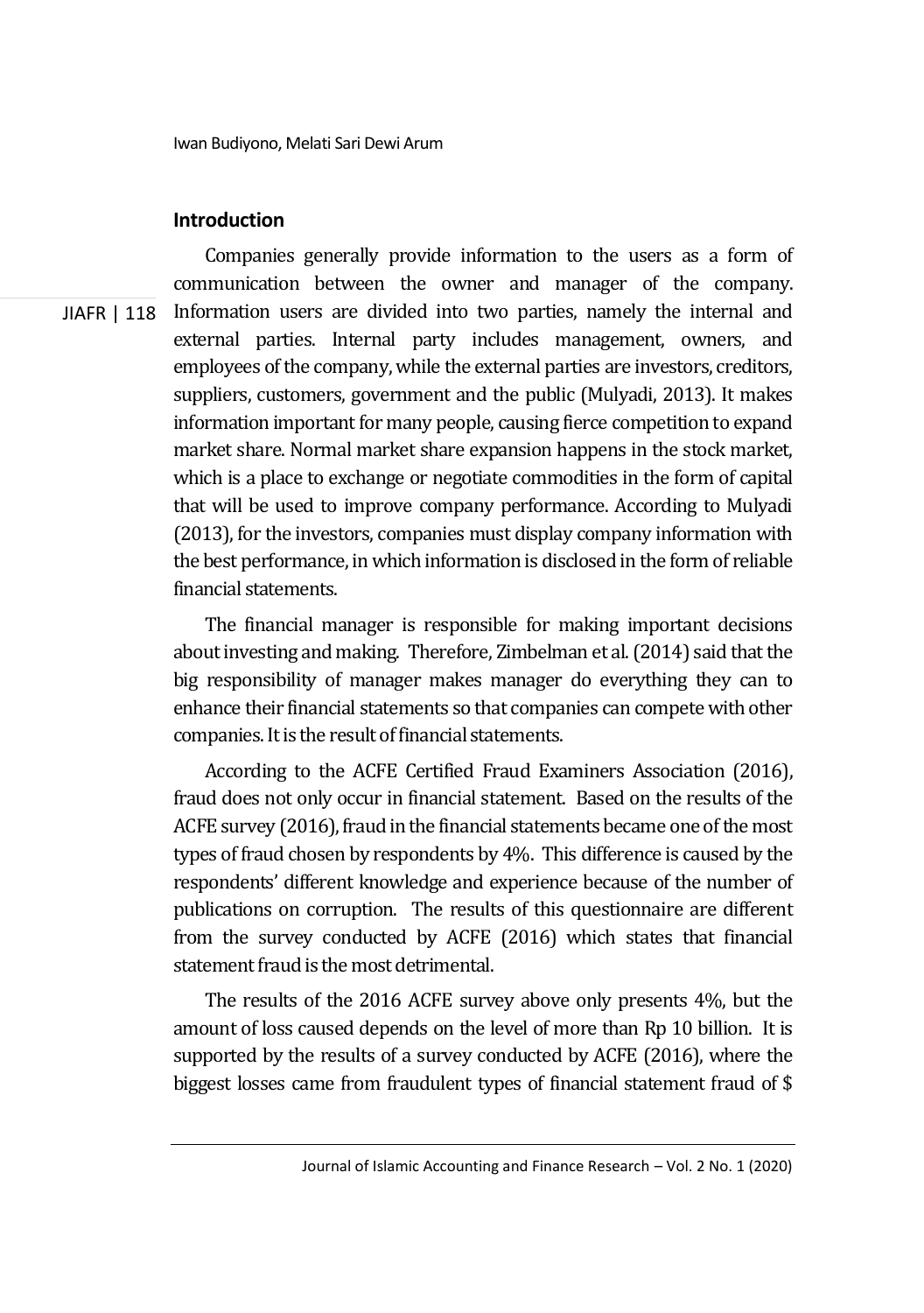## Introduction

Companies generally provide information to the users as a form of communication between the owner and manager of the company. Information users are divided into two parties, namely the internal and external parties. Internal party includes management, owners, and employees of the company, while the external parties are investors, creditors, suppliers, customers, government and the public (Mulyadi, 2013). It makes information important for many people, causing fierce competition to expand market share. Normal market share expansion happens in the stock market, which is a place to exchange or negotiate commodities in the form of capital that will be used to improve company performance. According to Mulyadi (2013), for the investors, companies must display company information with the best performance, in which information is disclosed in the form of reliable financial statements.

The financial manager is responsible for making important decisions about investing and making. Therefore, Zimbelman et al. (2014) said that the big responsibility of manager makes manager do everything they can to enhance their financial statements so that companies can compete with other companies. It is the result of financial statements.

According to the ACFE Certified Fraud Examiners Association (2016), fraud does not only occur in financial statement. Based on the results of the ACFE survey (2016), fraud in the financial statements became one of the most types of fraud chosen by respondents by 4%. This difference is caused by the respondents' different knowledge and experience because of the number of publications on corruption. The results of this questionnaire are different from the survey conducted by ACFE (2016) which states that financial statement fraud is the most detrimental.

The results of the 2016 ACFE survey above only presents 4%, but the amount of loss caused depends on the level of more than Rp 10 billion. It is supported by the results of a survey conducted by ACFE (2016), where the biggest losses came from fraudulent types of financial statement fraud of $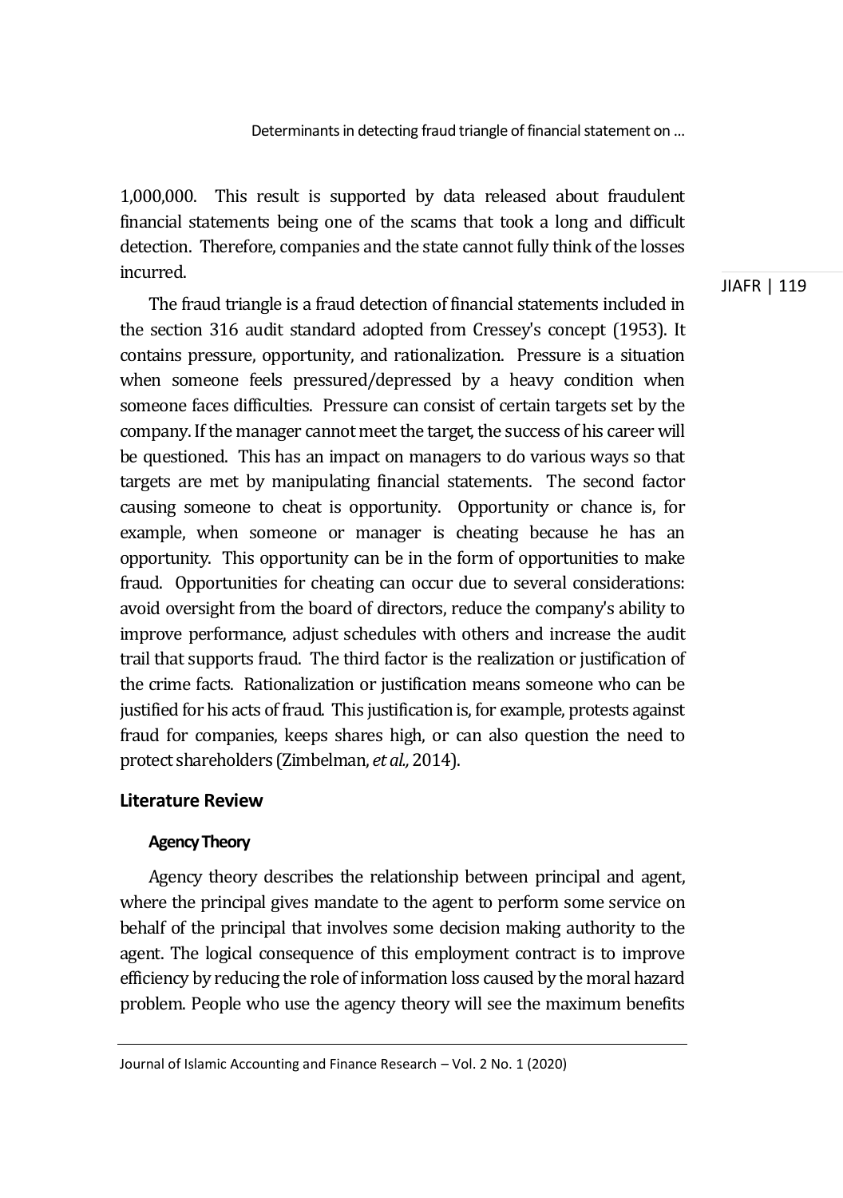1,000,000. This result is supported by data released about fraudulent financial statements being one of the scams that took a long and difficult detection. Therefore, companies and the state cannot fully think of the losses incurred.

The fraud triangle is a fraud detection of financial statements included in the section 316 audit standard adopted from Cressey's concept (1953). It contains pressure, opportunity, and rationalization. Pressure is a situation when someone feels pressured/depressed by a heavy condition when someone faces difficulties. Pressure can consist of certain targets set by the company. If the manager cannot meet the target, the success of his career will be questioned. This has an impact on managers to do various ways so that targets are met by manipulating financial statements. The second factor causing someone to cheat is opportunity. Opportunity or chance is, for example, when someone or manager is cheating because he has an opportunity. This opportunity can be in the form of opportunities to make fraud. Opportunities for cheating can occur due to several considerations: avoid oversight from the board of directors, reduce the company's ability to improve performance, adjust schedules with others and increase the audit trail that supports fraud. The third factor is the realization or justification of the crime facts. Rationalization or justification means someone who can be justified for his acts of fraud. This justification is, for example, protests against fraud for companies, keeps shares high, or can also question the need to protect shareholders (Zimbelman, *et al.,* 2014).

## Literature Review

### Agency Theory

Agency theory describes the relationship between principal and agent, where the principal gives mandate to the agent to perform some service on behalf of the principal that involves some decision making authority to the agent. The logical consequence of this employment contract is to improve efficiency by reducing the role of information loss caused by the moral hazard problem. People who use the agency theory will see the maximum benefits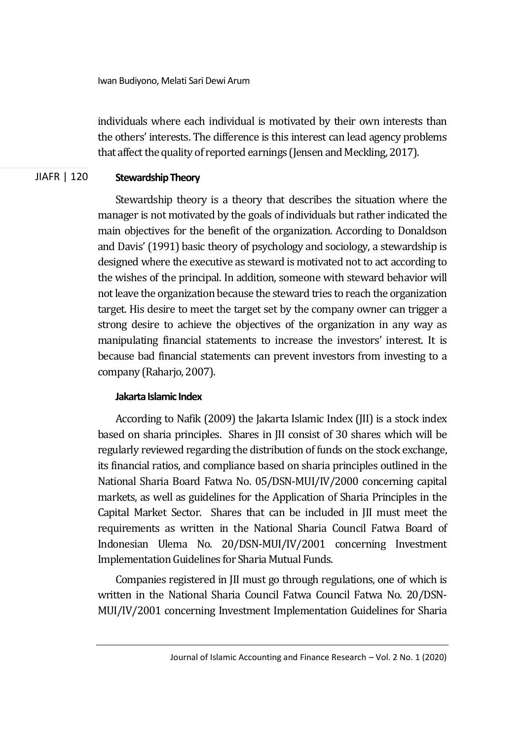individuals where each individual is motivated by their own interests than the others' interests. The difference is this interest can lead agency problems that affect the quality of reported earnings (Jensen and Meckling, 2017).

### Stewardship Theory

Stewardship theory is a theory that describes the situation where the manager is not motivated by the goals of individuals but rather indicated the main objectives for the benefit of the organization. According to Donaldson and Davis' (1991) basic theory of psychology and sociology, a stewardship is designed where the executive as steward is motivated not to act according to the wishes of the principal. In addition, someone with steward behavior will not leave the organization because the steward tries to reach the organization target. His desire to meet the target set by the company owner can trigger a strong desire to achieve the objectives of the organization in any way as manipulating financial statements to increase the investors' interest. It is because bad financial statements can prevent investors from investing to a company (Raharjo, 2007).

### Jakarta Islamic Index

According to Nafik (2009) the Jakarta Islamic Index (JII) is a stock index based on sharia principles. Shares in JII consist of 30 shares which will be regularly reviewed regarding the distribution of funds on the stock exchange, its financial ratios, and compliance based on sharia principles outlined in the National Sharia Board Fatwa No. 05/DSN-MUI/IV/2000 concerning capital markets, as well as guidelines for the Application of Sharia Principles in the Capital Market Sector. Shares that can be included in JII must meet the requirements as written in the National Sharia Council Fatwa Board of Indonesian Ulema No. 20/DSN-MUI/IV/2001 concerning Investment Implementation Guidelines for Sharia Mutual Funds.

Companies registered in JII must go through regulations, one of which is written in the National Sharia Council Fatwa Council Fatwa No. 20/DSN-MUI/IV/2001 concerning Investment Implementation Guidelines for Sharia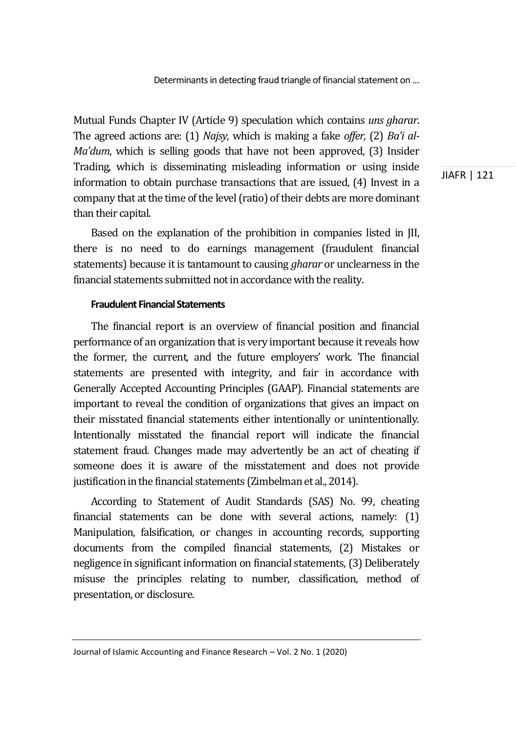Mutual Funds Chapter IV (Article 9) speculation which contains *uns gharar*. The agreed actions are: (1) *Najsy*, which is making a fake *offer,* (2) *Ba'i al-Ma'dum*, which is selling goods that have not been approved, (3) Insider Trading, which is disseminating misleading information or using inside information to obtain purchase transactions that are issued, (4) Invest in a company that at the time of the level (ratio) of their debts are more dominant than their capital.

Based on the explanation of the prohibition in companies listed in JII, there is no need to do earnings management (fraudulent financial statements) because it is tantamount to causing *gharar* or unclearness in the financial statements submitted not in accordance with the reality.

#### Fraudulent Financial Statements

The financial report is an overview of financial position and financial performance of an organization that is very important because it reveals how the former, the current, and the future employers' work. The financial statements are presented with integrity, and fair in accordance with Generally Accepted Accounting Principles (GAAP). Financial statements are important to reveal the condition of organizations that gives an impact on their misstated financial statements either intentionally or unintentionally. Intentionally misstated the financial report will indicate the financial statement fraud. Changes made may advertently be an act of cheating if someone does it is aware of the misstatement and does not provide justification in the financial statements (Zimbelman et al., 2014).

According to Statement of Audit Standards (SAS) No. 99, cheating financial statements can be done with several actions, namely: (1) Manipulation, falsification, or changes in accounting records, supporting documents from the compiled financial statements, (2) Mistakes or negligence in significant information on financial statements, (3) Deliberately misuse the principles relating to number, classification, method of presentation, or disclosure.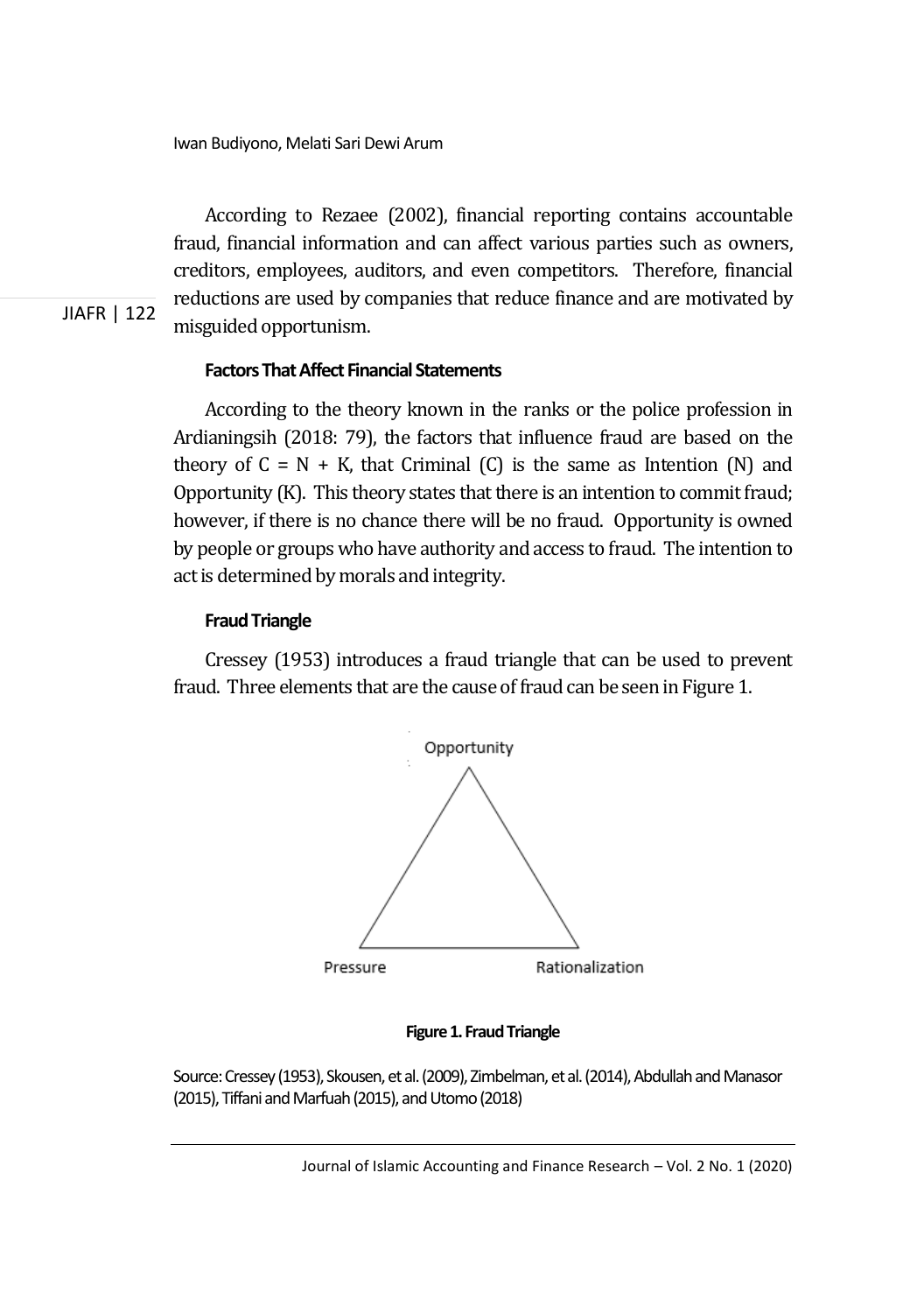According to Rezaee (2002), financial reporting contains accountable fraud, financial information and can affect various parties such as owners, creditors, employees, auditors, and even competitors. Therefore, financial reductions are used by companies that reduce finance and are motivated by misguided opportunism.

### Factors That Affect Financial Statements

According to the theory known in the ranks or the police profession in Ardianingsih (2018: 79), the factors that influence fraud are based on the theory of C = N + K, that Criminal (C) is the same as Intention (N) and Opportunity (K). This theory states that there is an intention to commit fraud; however, if there is no chance there will be no fraud. Opportunity is owned by people or groups who have authority and access to fraud. The intention to act is determined by morals and integrity.

### Fraud Triangle

Cressey (1953) introduces a fraud triangle that can be used to prevent fraud. Three elements that are the cause of fraud can be seen in Figure 1.

Opportunity

Pressure

Rationalization

**Figure 1. Fraud Triangle**

Source: Cressey (1953), Skousen, et al. (2009), Zimbelman, et al. (2014), Abdullah and Manasor (2015), Tiffani and Marfuah (2015), and Utomo (2018)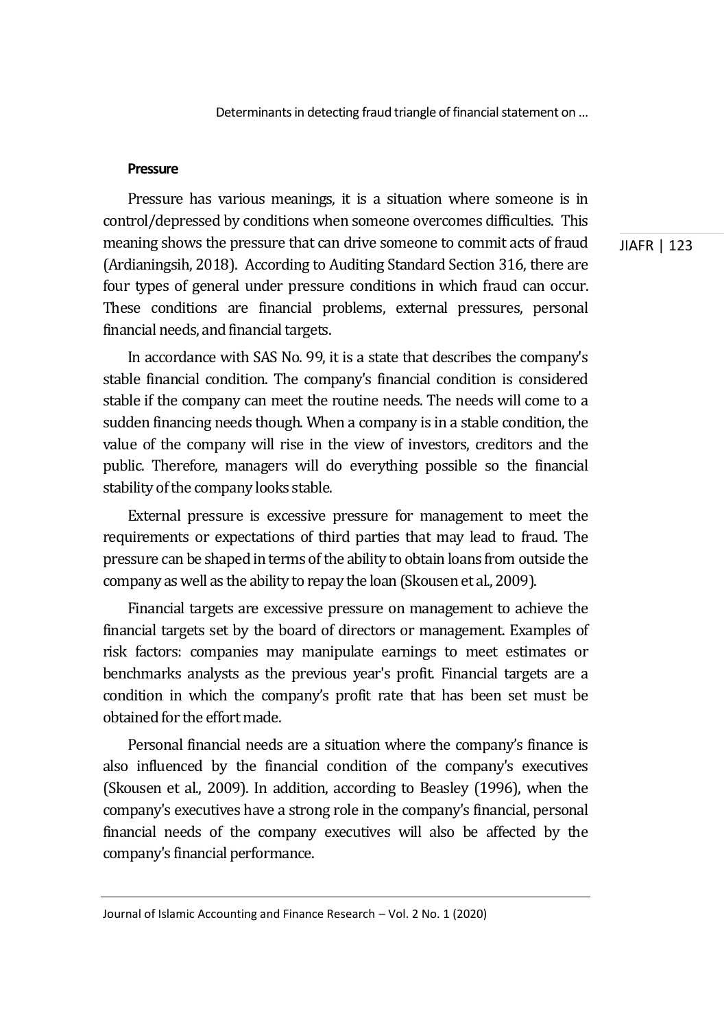**Pressure**

Pressure has various meanings, it is a situation where someone is in control/depressed by conditions when someone overcomes difficulties. This meaning shows the pressure that can drive someone to commit acts of fraud (Ardianingsih, 2018). According to Auditing Standard Section 316, there are four types of general under pressure conditions in which fraud can occur. These conditions are financial problems, external pressures, personal financial needs, and financial targets.

In accordance with SAS No. 99, it is a state that describes the company's stable financial condition. The company's financial condition is considered stable if the company can meet the routine needs. The needs will come to a sudden financing needs though. When a company is in a stable condition, the value of the company will rise in the view of investors, creditors and the public. Therefore, managers will do everything possible so the financial stability of the company looks stable.

External pressure is excessive pressure for management to meet the requirements or expectations of third parties that may lead to fraud. The pressure can be shaped in terms of the ability to obtain loans from outside the company as well as the ability to repay the loan (Skousen et al., 2009).

Financial targets are excessive pressure on management to achieve the financial targets set by the board of directors or management. Examples of risk factors: companies may manipulate earnings to meet estimates or benchmarks analysts as the previous year's profit. Financial targets are a condition in which the company's profit rate that has been set must be obtained for the effort made.

Personal financial needs are a situation where the company's finance is also influenced by the financial condition of the company's executives (Skousen et al., 2009). In addition, according to Beasley (1996), when the company's executives have a strong role in the company's financial, personal financial needs of the company executives will also be affected by the company's financial performance.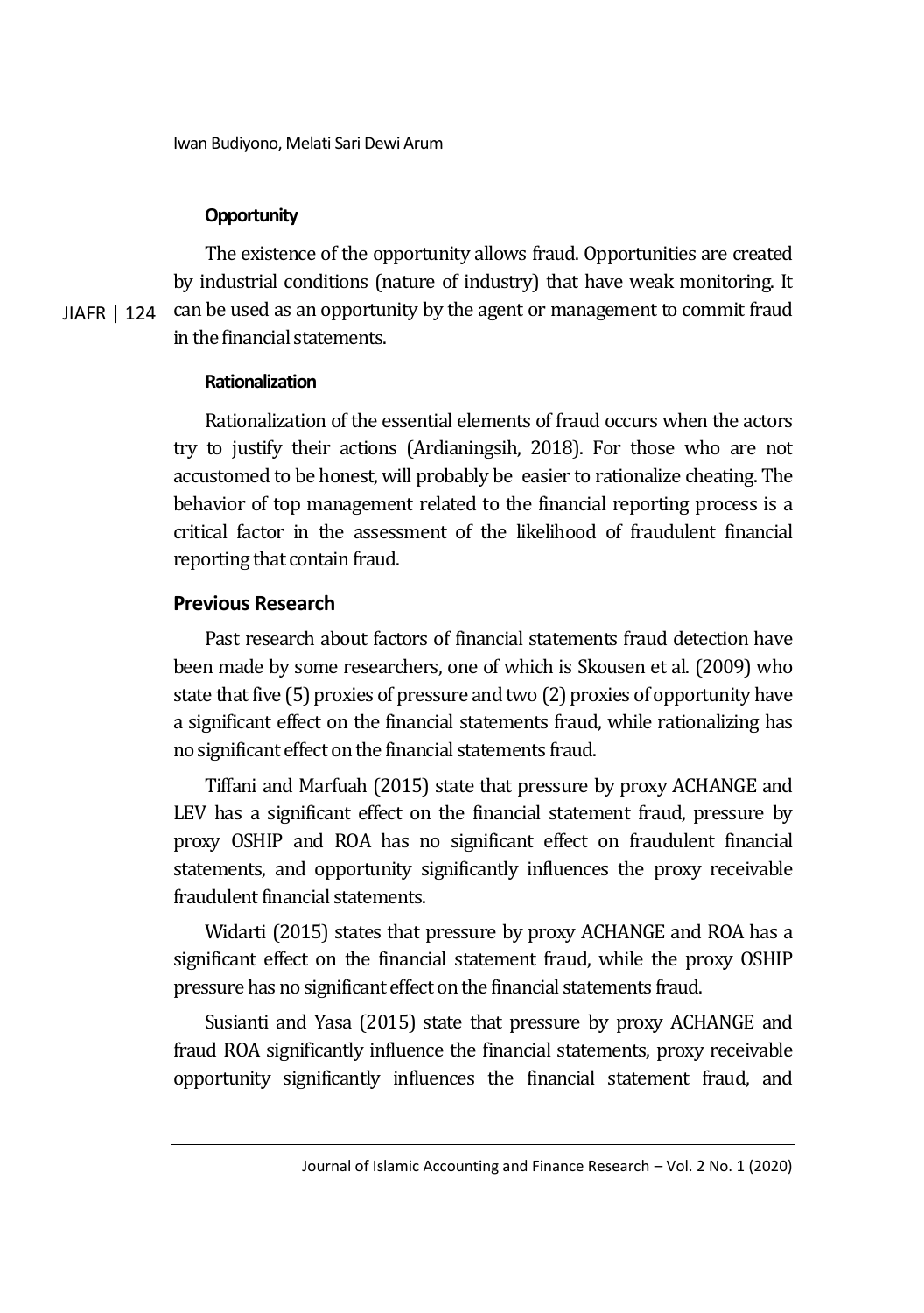**Opportunity**

The existence of the opportunity allows fraud. Opportunities are created by industrial conditions (nature of industry) that have weak monitoring. It can be used as an opportunity by the agent or management to commit fraud in the financial statements.

**Rationalization**

Rationalization of the essential elements of fraud occurs when the actors try to justify their actions (Ardianingsih, 2018). For those who are not accustomed to be honest, will probably be easier to rationalize cheating. The behavior of top management related to the financial reporting process is a critical factor in the assessment of the likelihood of fraudulent financial reporting that contain fraud.

## Previous Research

Past research about factors of financial statements fraud detection have been made by some researchers, one of which is Skousen et al. (2009) who state that five (5) proxies of pressure and two (2) proxies of opportunity have a significant effect on the financial statements fraud, while rationalizing has no significant effect on the financial statements fraud.

Tiffani and Marfuah (2015) state that pressure by proxy ACHANGE and LEV has a significant effect on the financial statement fraud, pressure by proxy OSHIP and ROA has no significant effect on fraudulent financial statements, and opportunity significantly influences the proxy receivable fraudulent financial statements.

Widarti (2015) states that pressure by proxy ACHANGE and ROA has a significant effect on the financial statement fraud, while the proxy OSHIP pressure has no significant effect on the financial statements fraud.

Susianti and Yasa (2015) state that pressure by proxy ACHANGE and fraud ROA significantly influence the financial statements, proxy receivable opportunity significantly influences the financial statement fraud, and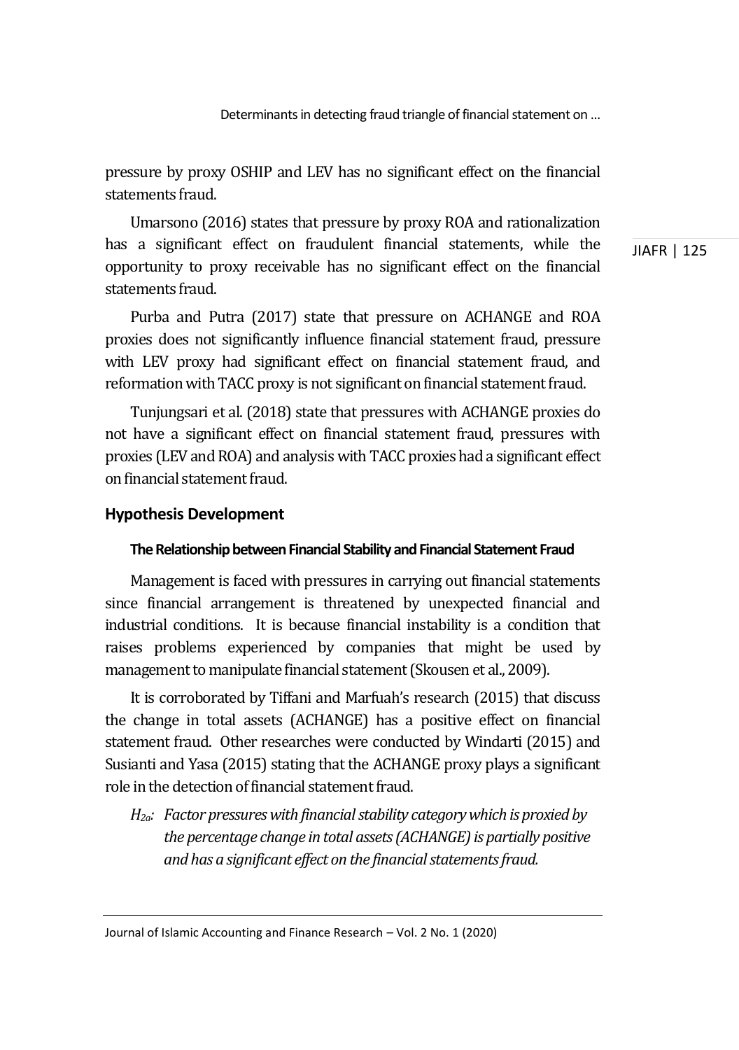pressure by proxy OSHIP and LEV has no significant effect on the financial statements fraud.

Umarsono (2016) states that pressure by proxy ROA and rationalization has a significant effect on fraudulent financial statements, while the opportunity to proxy receivable has no significant effect on the financial statements fraud.

Purba and Putra (2017) state that pressure on ACHANGE and ROA proxies does not significantly influence financial statement fraud, pressure with LEV proxy had significant effect on financial statement fraud, and reformation with TACC proxy is not significant on financial statement fraud.

Tunjungsari et al. (2018) state that pressures with ACHANGE proxies do not have a significant effect on financial statement fraud, pressures with proxies (LEV and ROA) and analysis with TACC proxies had a significant effect on financial statement fraud.

## Hypothesis Development

### The Relationship between Financial Stability and Financial Statement Fraud

Management is faced with pressures in carrying out financial statements since financial arrangement is threatened by unexpected financial and industrial conditions. It is because financial instability is a condition that raises problems experienced by companies that might be used by management to manipulate financial statement (Skousen et al., 2009).

It is corroborated by Tiffani and Marfuah's research (2015) that discuss the change in total assets (ACHANGE) has a positive effect on financial statement fraud. Other researches were conducted by Windarti (2015) and Susianti and Yasa (2015) stating that the ACHANGE proxy plays a significant role in the detection of financial statement fraud.

*$H_{2a}$: Factor pressures with financial stability category which is proxied by the percentage change in total assets (ACHANGE) is partially positive and has a significant effect on the financial statements fraud.*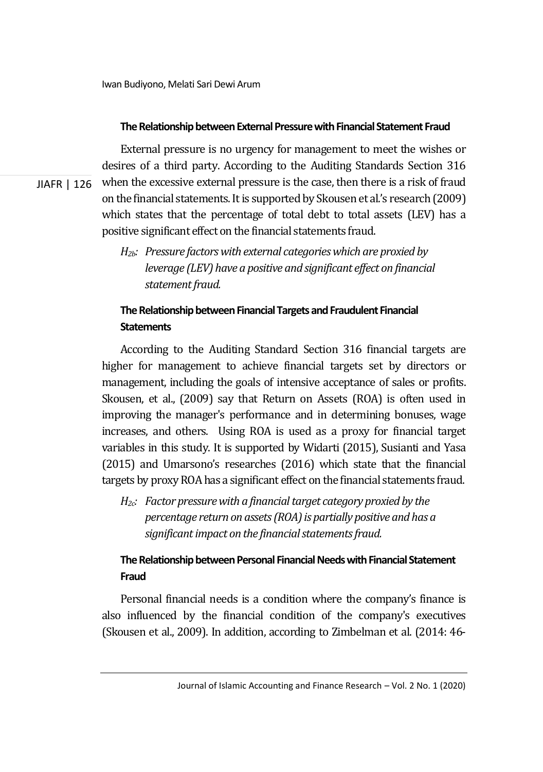### The Relationship between External Pressure with Financial Statement Fraud

External pressure is no urgency for management to meet the wishes or desires of a third party. According to the Auditing Standards Section 316 when the excessive external pressure is the case, then there is a risk of fraud on the financial statements. It is supported by Skousen et al.'s research (2009) which states that the percentage of total debt to total assets (LEV) has a positive significant effect on the financial statements fraud.

> *$H_{2b}$: Pressure factors with external categories which are proxied by leverage (LEV) have a positive and significant effect on financial statement fraud.*

### The Relationship between Financial Targets and Fraudulent Financial Statements

According to the Auditing Standard Section 316 financial targets are higher for management to achieve financial targets set by directors or management, including the goals of intensive acceptance of sales or profits. Skousen, et al., (2009) say that Return on Assets (ROA) is often used in improving the manager's performance and in determining bonuses, wage increases, and others. Using ROA is used as a proxy for financial target variables in this study. It is supported by Widarti (2015), Susianti and Yasa (2015) and Umarsono's researches (2016) which state that the financial targets by proxy ROA has a significant effect on the financial statements fraud.

> *$H_{2c}$: Factor pressure with a financial target category proxied by the percentage return on assets (ROA) is partially positive and has a significant impact on the financial statements fraud.*

### The Relationship between Personal Financial Needs with Financial Statement Fraud

Personal financial needs is a condition where the company's finance is also influenced by the financial condition of the company's executives (Skousen et al., 2009). In addition, according to Zimbelman et al. (2014: 46-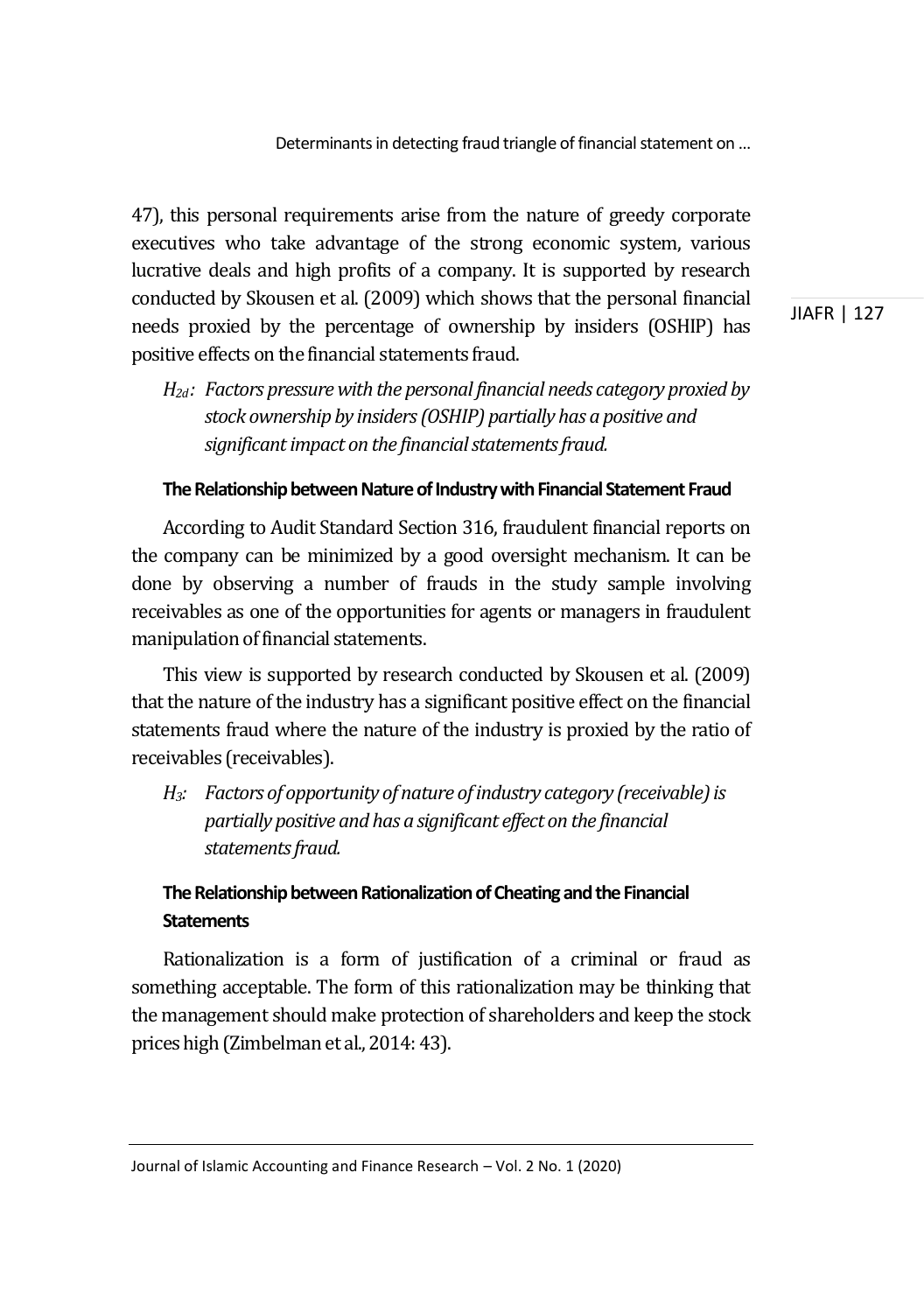47), this personal requirements arise from the nature of greedy corporate executives who take advantage of the strong economic system, various lucrative deals and high profits of a company. It is supported by research conducted by Skousen et al. (2009) which shows that the personal financial needs proxied by the percentage of ownership by insiders (OSHIP) has positive effects on the financial statements fraud.

> *$H_{2d}$: Factors pressure with the personal financial needs category proxied by stock ownership by insiders (OSHIP) partially has a positive and significant impact on the financial statements fraud.*

#### The Relationship between Nature of Industry with Financial Statement Fraud

According to Audit Standard Section 316, fraudulent financial reports on the company can be minimized by a good oversight mechanism. It can be done by observing a number of frauds in the study sample involving receivables as one of the opportunities for agents or managers in fraudulent manipulation of financial statements.

This view is supported by research conducted by Skousen et al. (2009) that the nature of the industry has a significant positive effect on the financial statements fraud where the nature of the industry is proxied by the ratio of receivables (receivables).

> *$H_3$: Factors of opportunity of nature of industry category (receivable) is partially positive and has a significant effect on the financial statements fraud.*

#### The Relationship between Rationalization of Cheating and the Financial Statements

Rationalization is a form of justification of a criminal or fraud as something acceptable. The form of this rationalization may be thinking that the management should make protection of shareholders and keep the stock prices high (Zimbelman et al., 2014: 43).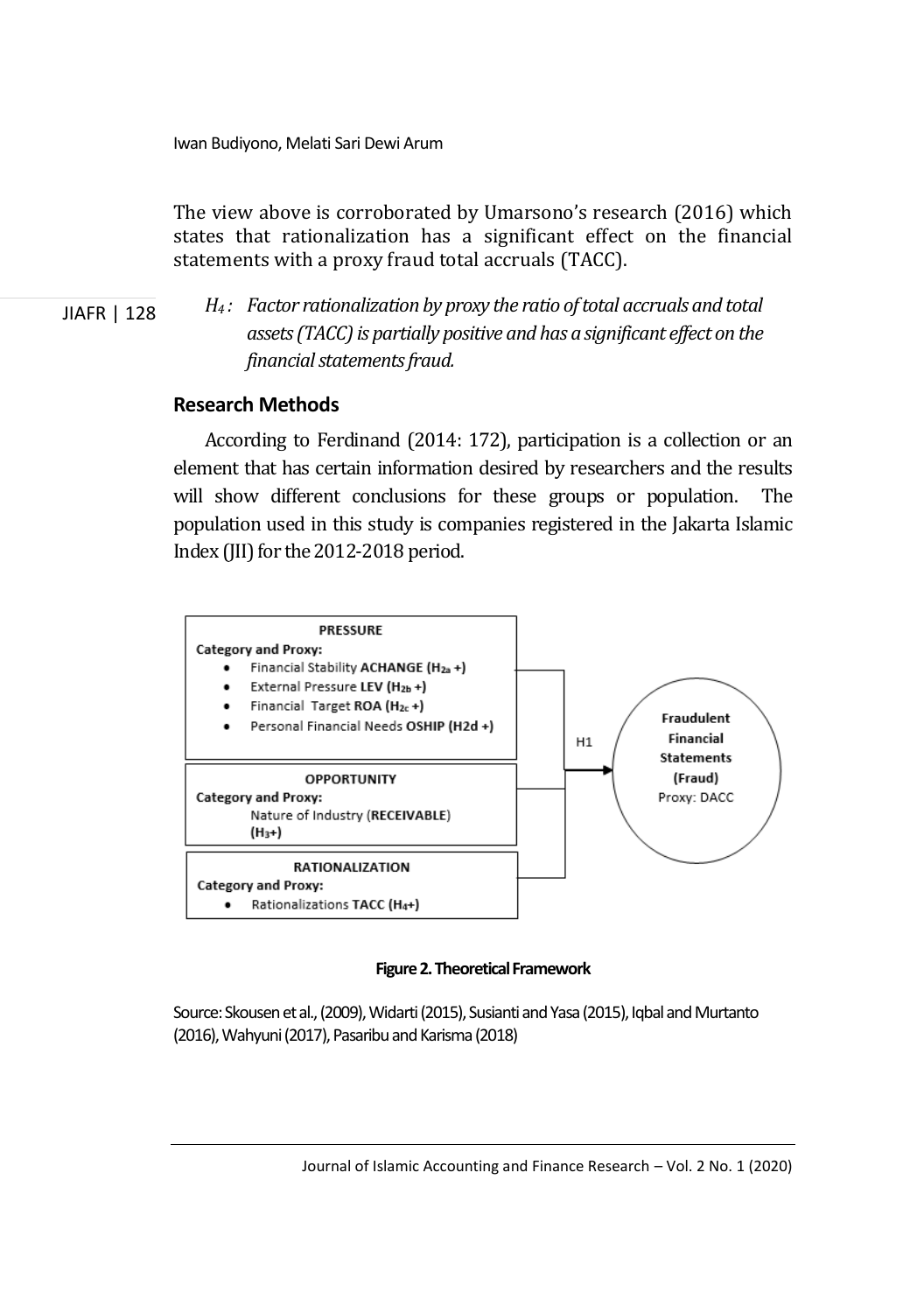The view above is corroborated by Umarsono's research (2016) which states that rationalization has a significant effect on the financial statements with a proxy fraud total accruals (TACC).

> $H_4$: *Factor rationalization by proxy the ratio of total accruals and total assets (TACC) is partially positive and has a significant effect on the financial statements fraud.*

## Research Methods

According to Ferdinand (2014: 172), participation is a collection or an element that has certain information desired by researchers and the results will show different conclusions for these groups or population. The population used in this study is companies registered in the Jakarta Islamic Index (JII) for the 2012-2018 period.

**PRESSURE**
Category and Proxy:
- Financial Stability **ACHANGE** ($H_{2a}$ +)
- External Pressure **LEV** ($H_{2b}$ +)
- Financial Target **ROA** ($H_{2c}$ +)
- Personal Financial Needs **OSHIP** (H2d +)

**OPPORTUNITY**
Category and Proxy:
Nature of Industry (**RECEIVABLE**) ($H_3$+)

**RATIONALIZATION**
Category and Proxy:
- Rationalizations **TACC** ($H_4$+)

H1 → **Fraudulent Financial Statements (Fraud)** Proxy: DACC

**Figure 2. Theoretical Framework**

Source: Skousen et al., (2009), Widarti (2015), Susianti and Yasa (2015), Iqbal and Murtanto (2016), Wahyuni (2017), Pasaribu and Karisma (2018)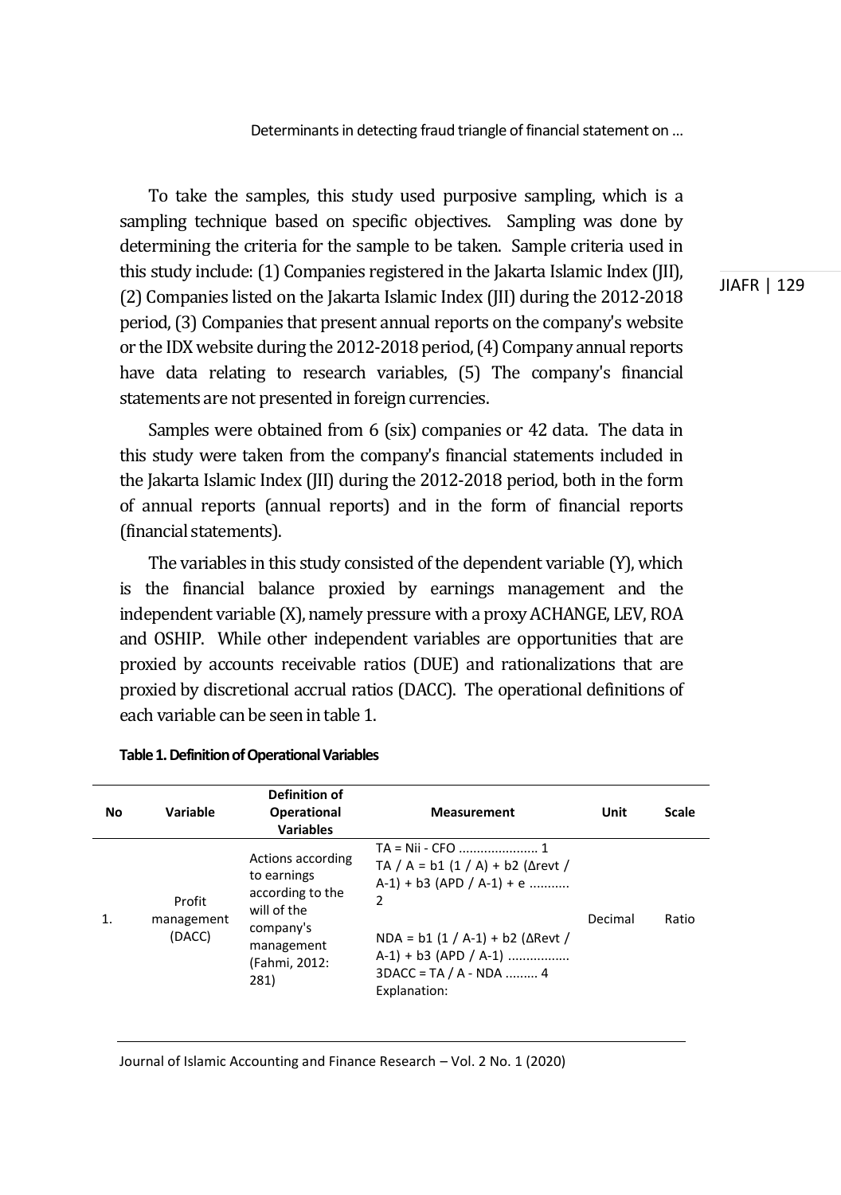To take the samples, this study used purposive sampling, which is a sampling technique based on specific objectives. Sampling was done by determining the criteria for the sample to be taken. Sample criteria used in this study include: (1) Companies registered in the Jakarta Islamic Index (JII), (2) Companies listed on the Jakarta Islamic Index (JII) during the 2012-2018 period, (3) Companies that present annual reports on the company's website or the IDX website during the 2012-2018 period, (4) Company annual reports have data relating to research variables, (5) The company's financial statements are not presented in foreign currencies.

Samples were obtained from 6 (six) companies or 42 data. The data in this study were taken from the company's financial statements included in the Jakarta Islamic Index (JII) during the 2012-2018 period, both in the form of annual reports (annual reports) and in the form of financial reports (financial statements).

The variables in this study consisted of the dependent variable (Y), which is the financial balance proxied by earnings management and the independent variable (X), namely pressure with a proxy ACHANGE, LEV, ROA and OSHIP. While other independent variables are opportunities that are proxied by accounts receivable ratios (DUE) and rationalizations that are proxied by discretional accrual ratios (DACC). The operational definitions of each variable can be seen in table 1.

**Table 1. Definition of Operational Variables**

| No | Variable | Definition of Operational Variables | Measurement | Unit | Scale |
|---|---|---|---|---|---|
| 1. | Profit management (DACC) | Actions according to earnings according to the will of the company's management (Fahmi, 2012: 281) | TA = Nii - CFO ..................... 1<br>TA / A = b1 (1 / A) + b2 (ΔRevt / A-1) + b3 (APD / A-1) + e .......... 2<br><br>NDA = b1 (1 / A-1) + b2 (ΔRevt / A-1) + b3 (APD / A-1) ................<br>3DACC = TA / A - NDA ......... 4<br>Explanation: | Decimal | Ratio |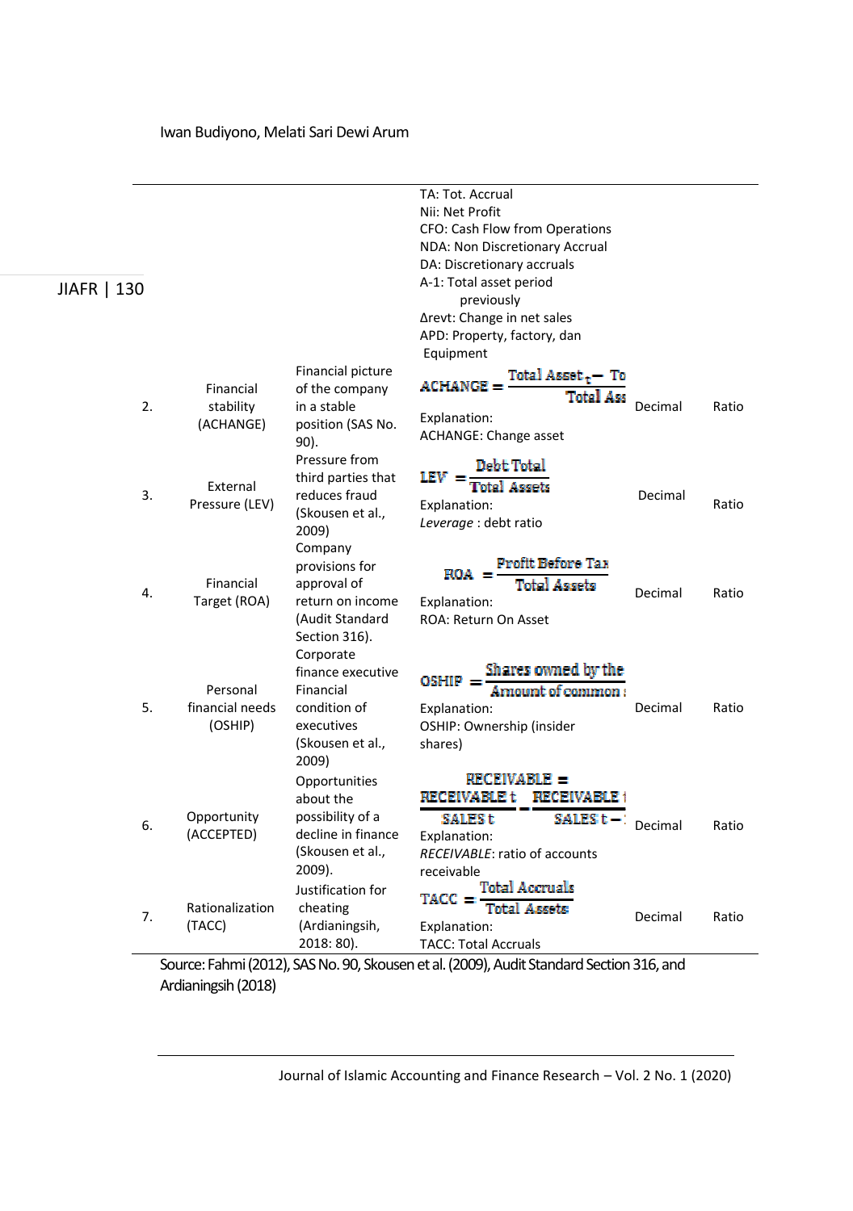| | | | | | |
|---|---|---|---|---|---|
| | | | TA: Tot. Accrual<br>Nii: Net Profit<br>CFO: Cash Flow from Operations<br>NDA: Non Discretionary Accrual<br>DA: Discretionary accruals<br>A-1: Total asset period previously<br>Δrevt: Change in net sales<br>APD: Property, factory, dan Equipment | | |
| 2. | Financial stability (ACHANGE) | Financial picture of the company in a stable position (SAS No. 90). | $ACHANGE = \frac{Total\ Asset_t - To}{Total\ Ass}$<br>Explanation:<br>ACHANGE: Change asset | Decimal | Ratio |
| 3. | External Pressure (LEV) | Pressure from third parties that reduces fraud (Skousen et al., 2009) | $LEV = \frac{Debt\ Total}{Total\ Assets}$<br>Explanation:<br>*Leverage* : debt ratio | Decimal | Ratio |
| 4. | Financial Target (ROA) | Company provisions for approval of return on income (Audit Standard Section 316). | $ROA = \frac{Profit\ Before\ Tax}{Total\ Assets}$<br>Explanation:<br>ROA: Return On Asset | Decimal | Ratio |
| 5. | Personal financial needs (OSHIP) | Corporate finance executive Financial condition of executives (Skousen et al., 2009) | $OSHIP = \frac{Shares\ owned\ by\ the}{Amount\ of\ common}$<br>Explanation:<br>OSHIP: Ownership (insider shares) | Decimal | Ratio |
| 6. | Opportunity (ACCEPTED) | Opportunities about the possibility of a decline in finance (Skousen et al., 2009). | $RECEIVABLE = \frac{RECEIVABLE\ t}{SALES\ t} - \frac{RECEIVABLE\ t}{SALES\ t-}$<br>Explanation:<br>*RECEIVABLE*: ratio of accounts receivable | Decimal | Ratio |
| 7. | Rationalization (TACC) | Justification for cheating (Ardianingsih, 2018: 80). | $TACC = \frac{Total\ Accruals}{Total\ Assets}$<br>Explanation:<br>TACC: Total Accruals | Decimal | Ratio |

Source: Fahmi (2012), SAS No. 90, Skousen et al. (2009), Audit Standard Section 316, and Ardianingsih (2018)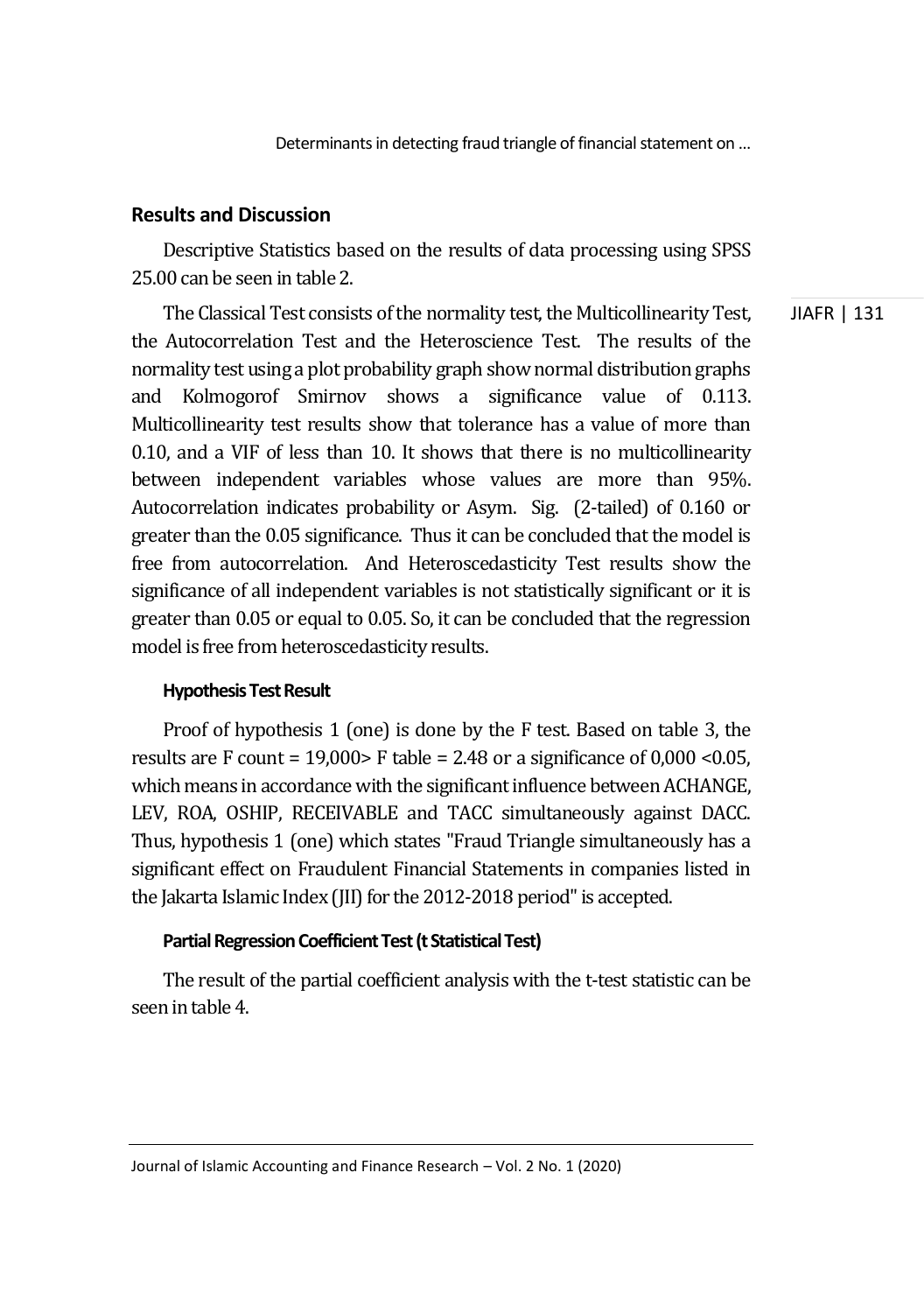## Results and Discussion

Descriptive Statistics based on the results of data processing using SPSS 25.00 can be seen in table 2.

The Classical Test consists of the normality test, the Multicollinearity Test, the Autocorrelation Test and the Heteroscience Test. The results of the normality test using a plot probability graph show normal distribution graphs and Kolmogorof Smirnov shows a significance value of 0.113. Multicollinearity test results show that tolerance has a value of more than 0.10, and a VIF of less than 10. It shows that there is no multicollinearity between independent variables whose values are more than 95%. Autocorrelation indicates probability or Asym. Sig. (2-tailed) of 0.160 or greater than the 0.05 significance. Thus it can be concluded that the model is free from autocorrelation. And Heteroscedasticity Test results show the significance of all independent variables is not statistically significant or it is greater than 0.05 or equal to 0.05. So, it can be concluded that the regression model is free from heteroscedasticity results.

### Hypothesis Test Result

Proof of hypothesis 1 (one) is done by the F test. Based on table 3, the results are F count = 19,000> F table = 2.48 or a significance of 0,000 <0.05, which means in accordance with the significant influence between ACHANGE, LEV, ROA, OSHIP, RECEIVABLE and TACC simultaneously against DACC. Thus, hypothesis 1 (one) which states "Fraud Triangle simultaneously has a significant effect on Fraudulent Financial Statements in companies listed in the Jakarta Islamic Index (JII) for the 2012-2018 period" is accepted.

### Partial Regression Coefficient Test (t Statistical Test)

The result of the partial coefficient analysis with the t-test statistic can be seen in table 4.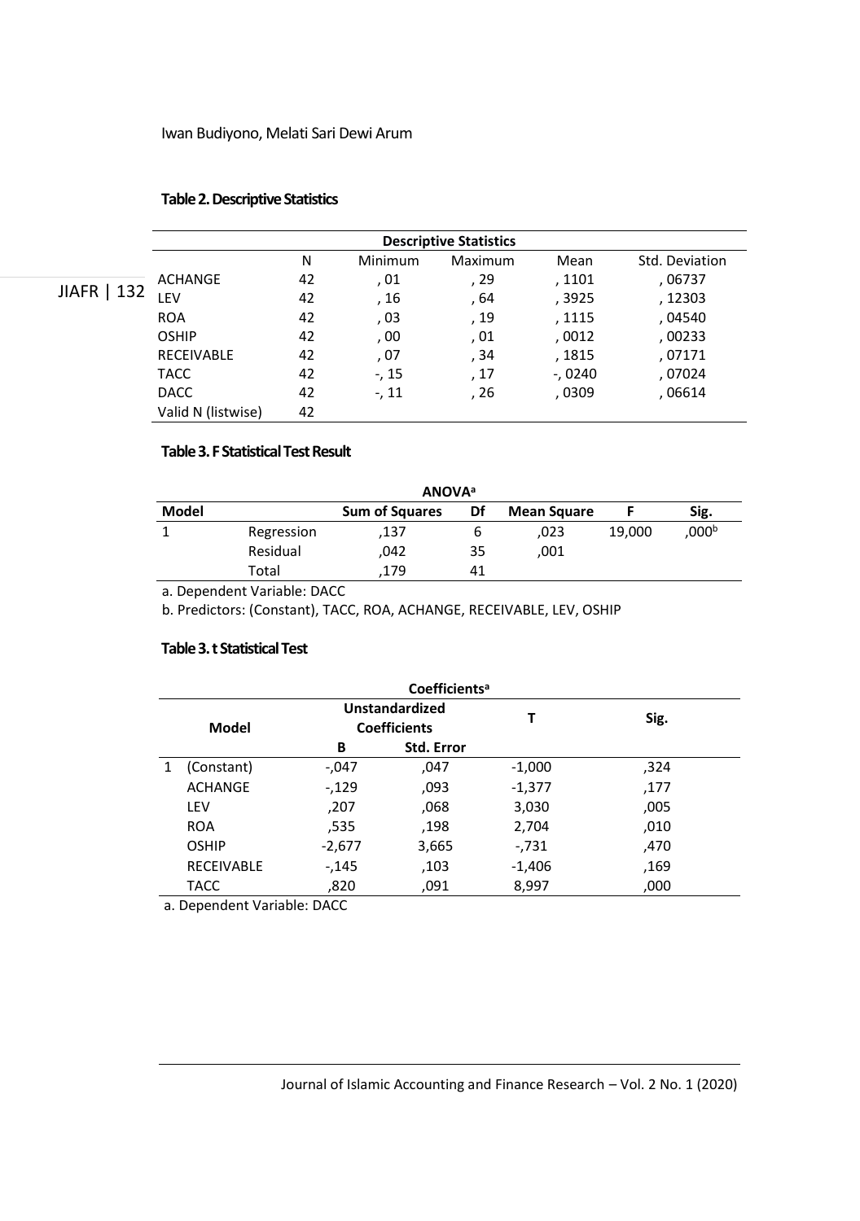**Table 2. Descriptive Statistics**

| Descriptive Statistics | | | | | |
|---|---|---|---|---|---|
| | N | Minimum | Maximum | Mean | Std. Deviation |
| ACHANGE | 42 | , 01 | , 29 | , 1101 | , 06737 |
| LEV | 42 | , 16 | , 64 | , 3925 | , 12303 |
| ROA | 42 | , 03 | , 19 | , 1115 | , 04540 |
| OSHIP | 42 | , 00 | , 01 | , 0012 | , 00233 |
| RECEIVABLE | 42 | , 07 | , 34 | , 1815 | , 07171 |
| TACC | 42 | -, 15 | , 17 | -, 0240 | , 07024 |
| DACC | 42 | -, 11 | , 26 | , 0309 | , 06614 |
| Valid N (listwise) | 42 | | | | |

**Table 3. F Statistical Test Result**

| ANOVA[a] | | | | | | |
|---|---|---|---|---|---|---|
| Model | | Sum of Squares | Df | Mean Square | F | Sig. |
| 1 | Regression | ,137 | 6 | ,023 | 19,000 | ,000[b] |
| | Residual | ,042 | 35 | ,001 | | |
| | Total | ,179 | 41 | | | |

a. Dependent Variable: DACC

b. Predictors: (Constant), TACC, ROA, ACHANGE, RECEIVABLE, LEV, OSHIP

**Table 3. t Statistical Test**

| Coefficients[a] | | | | | | |
|---|---|---|---|---|---|---|
| Model | | Unstandardized Coefficients | | T | Sig. |
| | | B | Std. Error | | |
| 1 | (Constant) | -,047 | ,047 | -1,000 | ,324 |
| | ACHANGE | -,129 | ,093 | -1,377 | ,177 |
| | LEV | ,207 | ,068 | 3,030 | ,005 |
| | ROA | ,535 | ,198 | 2,704 | ,010 |
| | OSHIP | -2,677 | 3,665 | -,731 | ,470 |
| | RECEIVABLE | -,145 | ,103 | -1,406 | ,169 |
| | TACC | ,820 | ,091 | 8,997 | ,000 |

a. Dependent Variable: DACC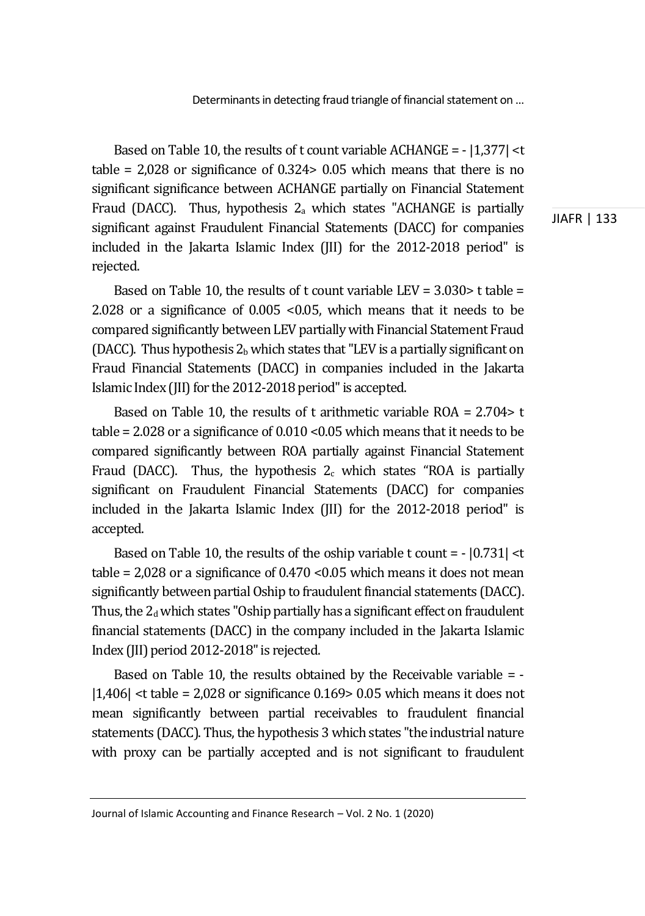Based on Table 10, the results of t count variable ACHANGE = - |1,377| <t table = 2,028 or significance of 0.324> 0.05 which means that there is no significant significance between ACHANGE partially on Financial Statement Fraud (DACC). Thus, hypothesis $2_a$ which states "ACHANGE is partially significant against Fraudulent Financial Statements (DACC) for companies included in the Jakarta Islamic Index (JII) for the 2012-2018 period" is rejected.

Based on Table 10, the results of t count variable LEV = 3.030> t table = 2.028 or a significance of 0.005 <0.05, which means that it needs to be compared significantly between LEV partially with Financial Statement Fraud (DACC). Thus hypothesis $2_b$ which states that "LEV is a partially significant on Fraud Financial Statements (DACC) in companies included in the Jakarta Islamic Index (JII) for the 2012-2018 period" is accepted.

Based on Table 10, the results of t arithmetic variable ROA = 2.704> t table = 2.028 or a significance of 0.010 <0.05 which means that it needs to be compared significantly between ROA partially against Financial Statement Fraud (DACC). Thus, the hypothesis $2_c$ which states "ROA is partially significant on Fraudulent Financial Statements (DACC) for companies included in the Jakarta Islamic Index (JII) for the 2012-2018 period" is accepted.

Based on Table 10, the results of the oship variable t count = - |0.731| <t table = 2,028 or a significance of 0.470 <0.05 which means it does not mean significantly between partial Oship to fraudulent financial statements (DACC). Thus, the $2_d$ which states "Oship partially has a significant effect on fraudulent financial statements (DACC) in the company included in the Jakarta Islamic Index (JII) period 2012-2018" is rejected.

Based on Table 10, the results obtained by the Receivable variable = - |1,406| <t table = 2,028 or significance 0.169> 0.05 which means it does not mean significantly between partial receivables to fraudulent financial statements (DACC). Thus, the hypothesis 3 which states "the industrial nature with proxy can be partially accepted and is not significant to fraudulent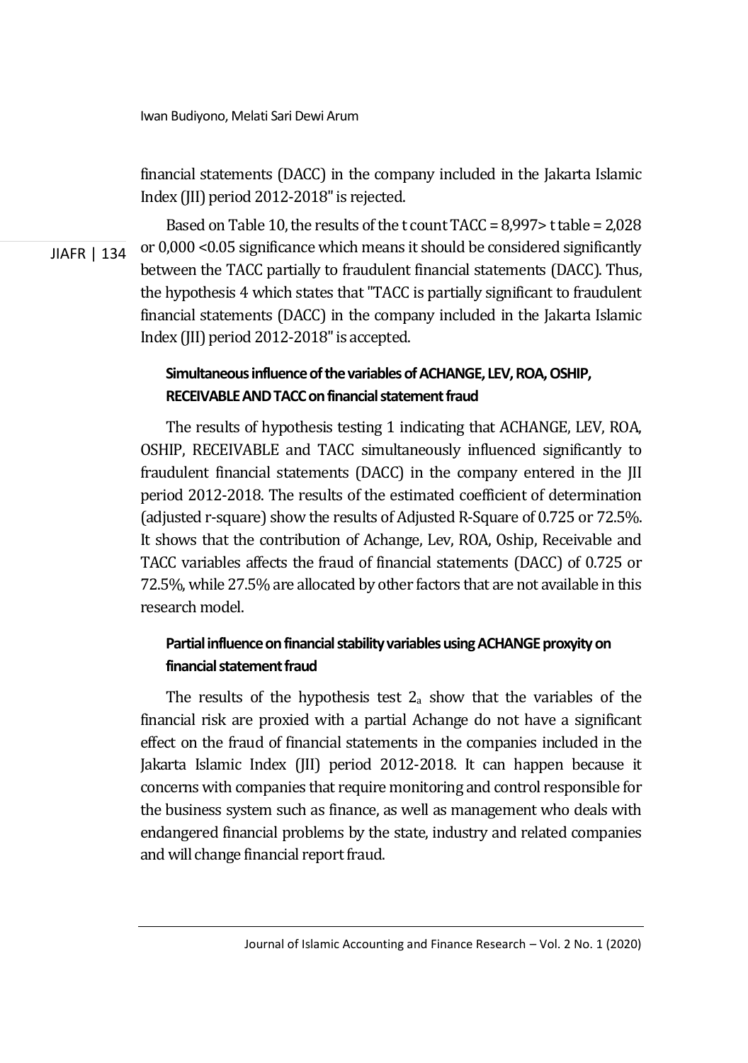financial statements (DACC) in the company included in the Jakarta Islamic Index (JII) period 2012-2018" is rejected.

Based on Table 10, the results of the t count TACC = 8,997> t table = 2,028 or 0,000 <0.05 significance which means it should be considered significantly between the TACC partially to fraudulent financial statements (DACC). Thus, the hypothesis 4 which states that "TACC is partially significant to fraudulent financial statements (DACC) in the company included in the Jakarta Islamic Index (JII) period 2012-2018" is accepted.

### Simultaneous influence of the variables of ACHANGE, LEV, ROA, OSHIP, RECEIVABLE AND TACC on financial statement fraud

The results of hypothesis testing 1 indicating that ACHANGE, LEV, ROA, OSHIP, RECEIVABLE and TACC simultaneously influenced significantly to fraudulent financial statements (DACC) in the company entered in the JII period 2012-2018. The results of the estimated coefficient of determination (adjusted r-square) show the results of Adjusted R-Square of 0.725 or 72.5%. It shows that the contribution of Achange, Lev, ROA, Oship, Receivable and TACC variables affects the fraud of financial statements (DACC) of 0.725 or 72.5%, while 27.5% are allocated by other factors that are not available in this research model.

### Partial influence on financial stability variables using ACHANGE proxyity on financial statement fraud

The results of the hypothesis test $2_a$ show that the variables of the financial risk are proxied with a partial Achange do not have a significant effect on the fraud of financial statements in the companies included in the Jakarta Islamic Index (JII) period 2012-2018. It can happen because it concerns with companies that require monitoring and control responsible for the business system such as finance, as well as management who deals with endangered financial problems by the state, industry and related companies and will change financial report fraud.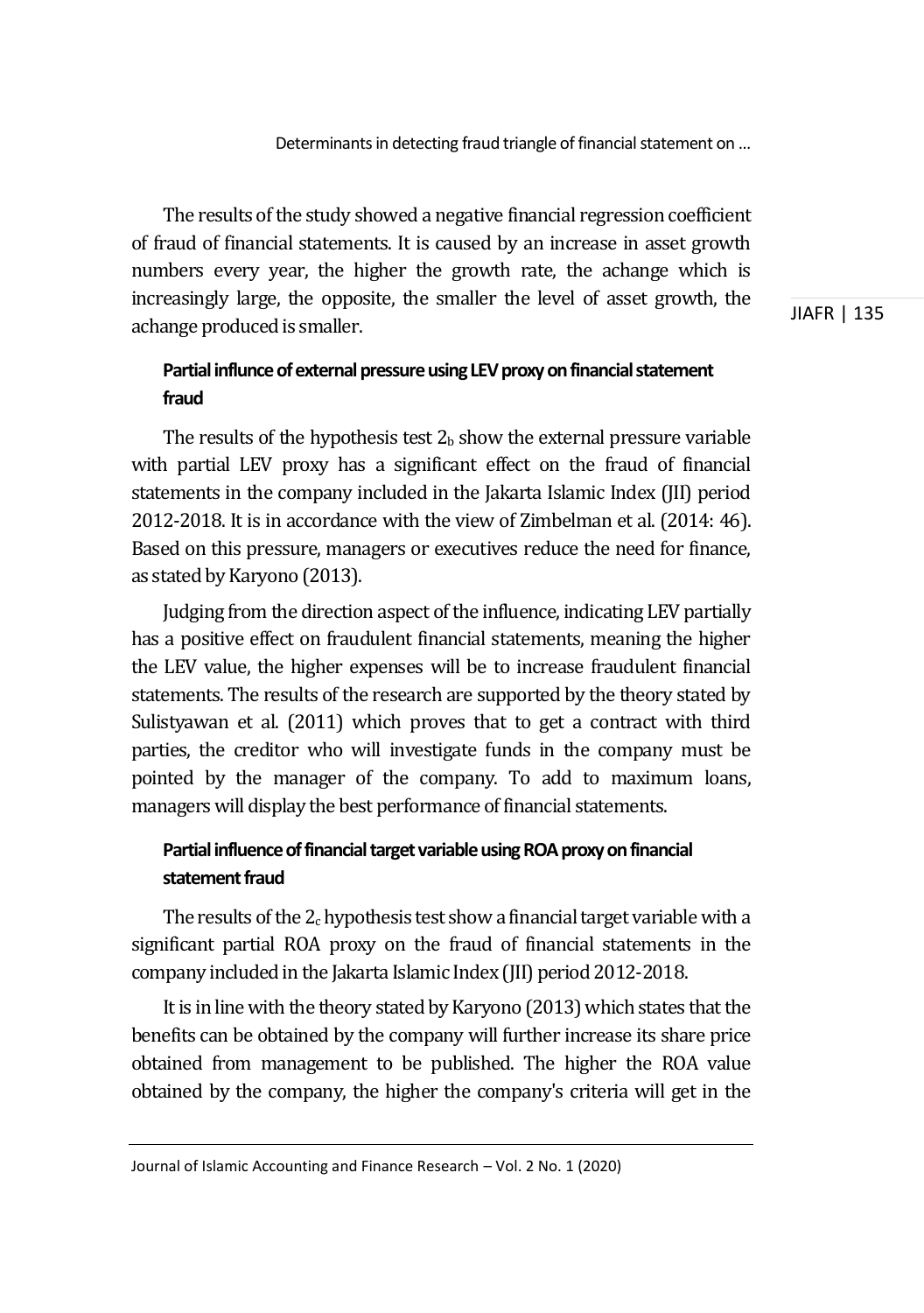The results of the study showed a negative financial regression coefficient of fraud of financial statements. It is caused by an increase in asset growth numbers every year, the higher the growth rate, the achange which is increasingly large, the opposite, the smaller the level of asset growth, the achange produced is smaller.

### Partial influnce of external pressure using LEV proxy on financial statement fraud

The results of the hypothesis test $2_b$ show the external pressure variable with partial LEV proxy has a significant effect on the fraud of financial statements in the company included in the Jakarta Islamic Index (JII) period 2012-2018. It is in accordance with the view of Zimbelman et al. (2014: 46). Based on this pressure, managers or executives reduce the need for finance, as stated by Karyono (2013).

Judging from the direction aspect of the influence, indicating LEV partially has a positive effect on fraudulent financial statements, meaning the higher the LEV value, the higher expenses will be to increase fraudulent financial statements. The results of the research are supported by the theory stated by Sulistyawan et al. (2011) which proves that to get a contract with third parties, the creditor who will investigate funds in the company must be pointed by the manager of the company. To add to maximum loans, managers will display the best performance of financial statements.

### Partial influence of financial target variable using ROA proxy on financial statement fraud

The results of the $2_c$ hypothesis test show a financial target variable with a significant partial ROA proxy on the fraud of financial statements in the company included in the Jakarta Islamic Index (JII) period 2012-2018.

It is in line with the theory stated by Karyono (2013) which states that the benefits can be obtained by the company will further increase its share price obtained from management to be published. The higher the ROA value obtained by the company, the higher the company's criteria will get in the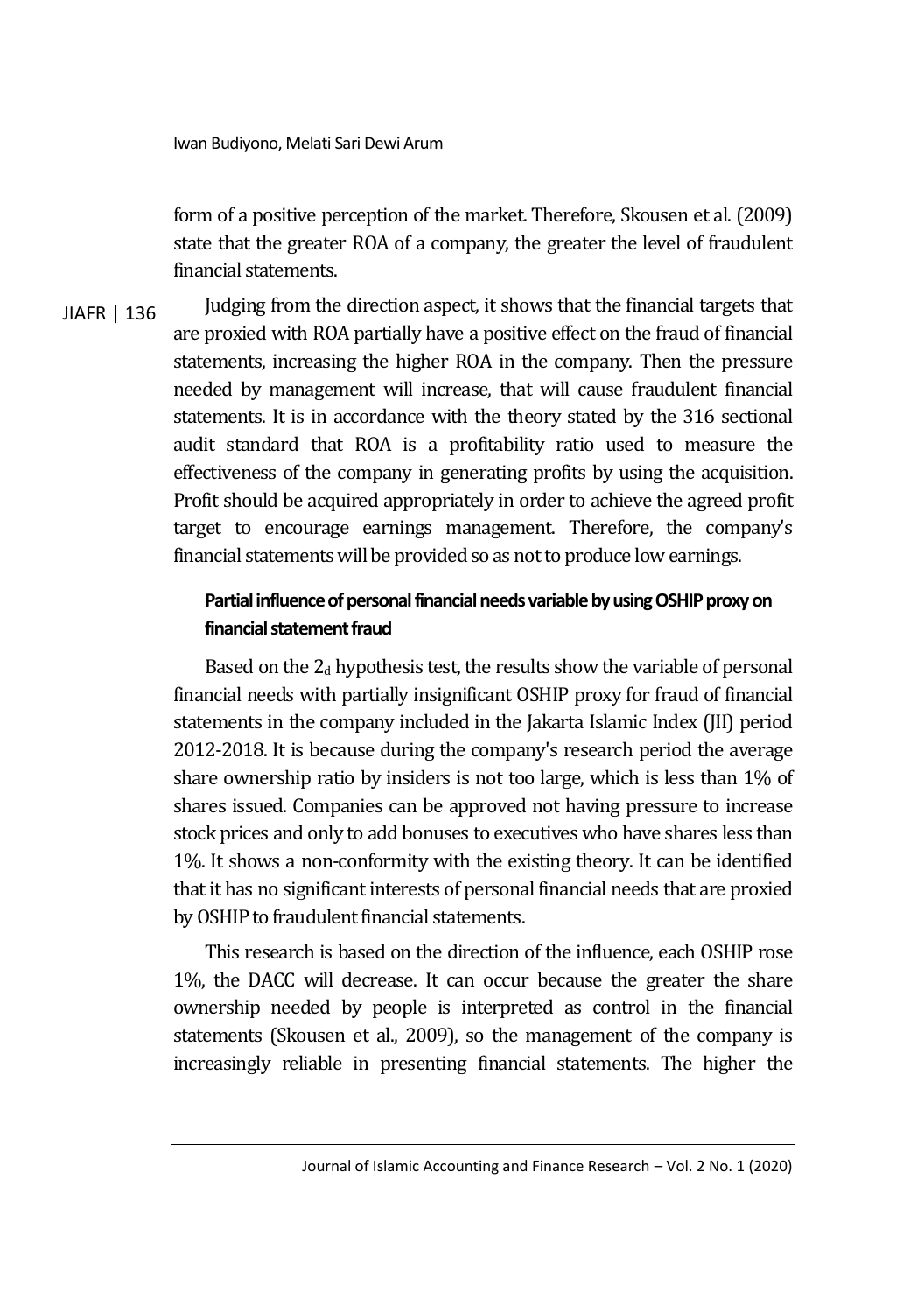form of a positive perception of the market. Therefore, Skousen et al. (2009) state that the greater ROA of a company, the greater the level of fraudulent financial statements.

Judging from the direction aspect, it shows that the financial targets that are proxied with ROA partially have a positive effect on the fraud of financial statements, increasing the higher ROA in the company. Then the pressure needed by management will increase, that will cause fraudulent financial statements. It is in accordance with the theory stated by the 316 sectional audit standard that ROA is a profitability ratio used to measure the effectiveness of the company in generating profits by using the acquisition. Profit should be acquired appropriately in order to achieve the agreed profit target to encourage earnings management. Therefore, the company's financial statements will be provided so as not to produce low earnings.

**Partial influence of personal financial needs variable by using OSHIP proxy on financial statement fraud**

Based on the $2_d$ hypothesis test, the results show the variable of personal financial needs with partially insignificant OSHIP proxy for fraud of financial statements in the company included in the Jakarta Islamic Index (JII) period 2012-2018. It is because during the company's research period the average share ownership ratio by insiders is not too large, which is less than 1% of shares issued. Companies can be approved not having pressure to increase stock prices and only to add bonuses to executives who have shares less than 1%. It shows a non-conformity with the existing theory. It can be identified that it has no significant interests of personal financial needs that are proxied by OSHIP to fraudulent financial statements.

This research is based on the direction of the influence, each OSHIP rose 1%, the DACC will decrease. It can occur because the greater the share ownership needed by people is interpreted as control in the financial statements (Skousen et al., 2009), so the management of the company is increasingly reliable in presenting financial statements. The higher the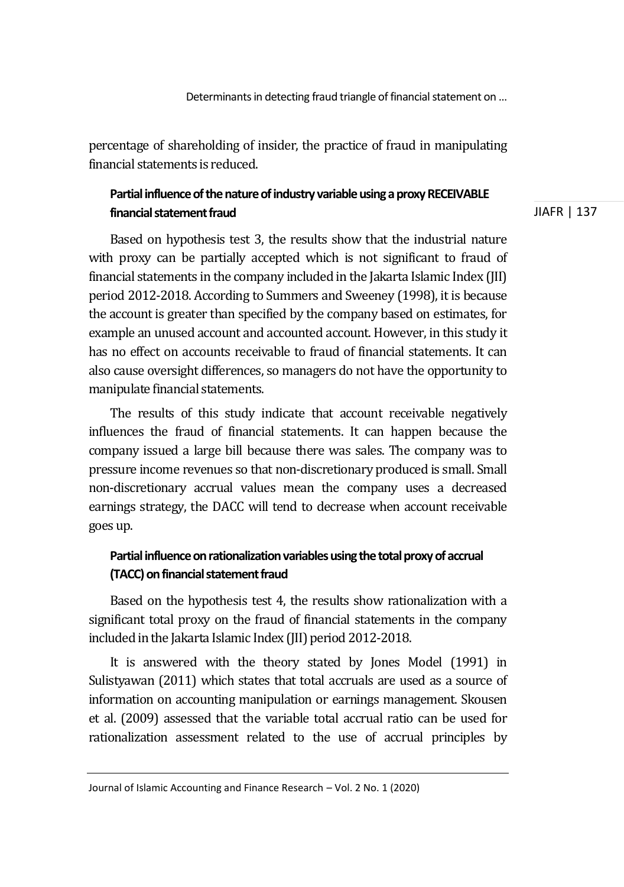percentage of shareholding of insider, the practice of fraud in manipulating financial statements is reduced.

### Partial influence of the nature of industry variable using a proxy RECEIVABLE financial statement fraud

Based on hypothesis test 3, the results show that the industrial nature with proxy can be partially accepted which is not significant to fraud of financial statements in the company included in the Jakarta Islamic Index (JII) period 2012-2018. According to Summers and Sweeney (1998), it is because the account is greater than specified by the company based on estimates, for example an unused account and accounted account. However, in this study it has no effect on accounts receivable to fraud of financial statements. It can also cause oversight differences, so managers do not have the opportunity to manipulate financial statements.

The results of this study indicate that account receivable negatively influences the fraud of financial statements. It can happen because the company issued a large bill because there was sales. The company was to pressure income revenues so that non-discretionary produced is small. Small non-discretionary accrual values mean the company uses a decreased earnings strategy, the DACC will tend to decrease when account receivable goes up.

### Partial influence on rationalization variables using the total proxy of accrual (TACC) on financial statement fraud

Based on the hypothesis test 4, the results show rationalization with a significant total proxy on the fraud of financial statements in the company included in the Jakarta Islamic Index (JII) period 2012-2018.

It is answered with the theory stated by Jones Model (1991) in Sulistyawan (2011) which states that total accruals are used as a source of information on accounting manipulation or earnings management. Skousen et al. (2009) assessed that the variable total accrual ratio can be used for rationalization assessment related to the use of accrual principles by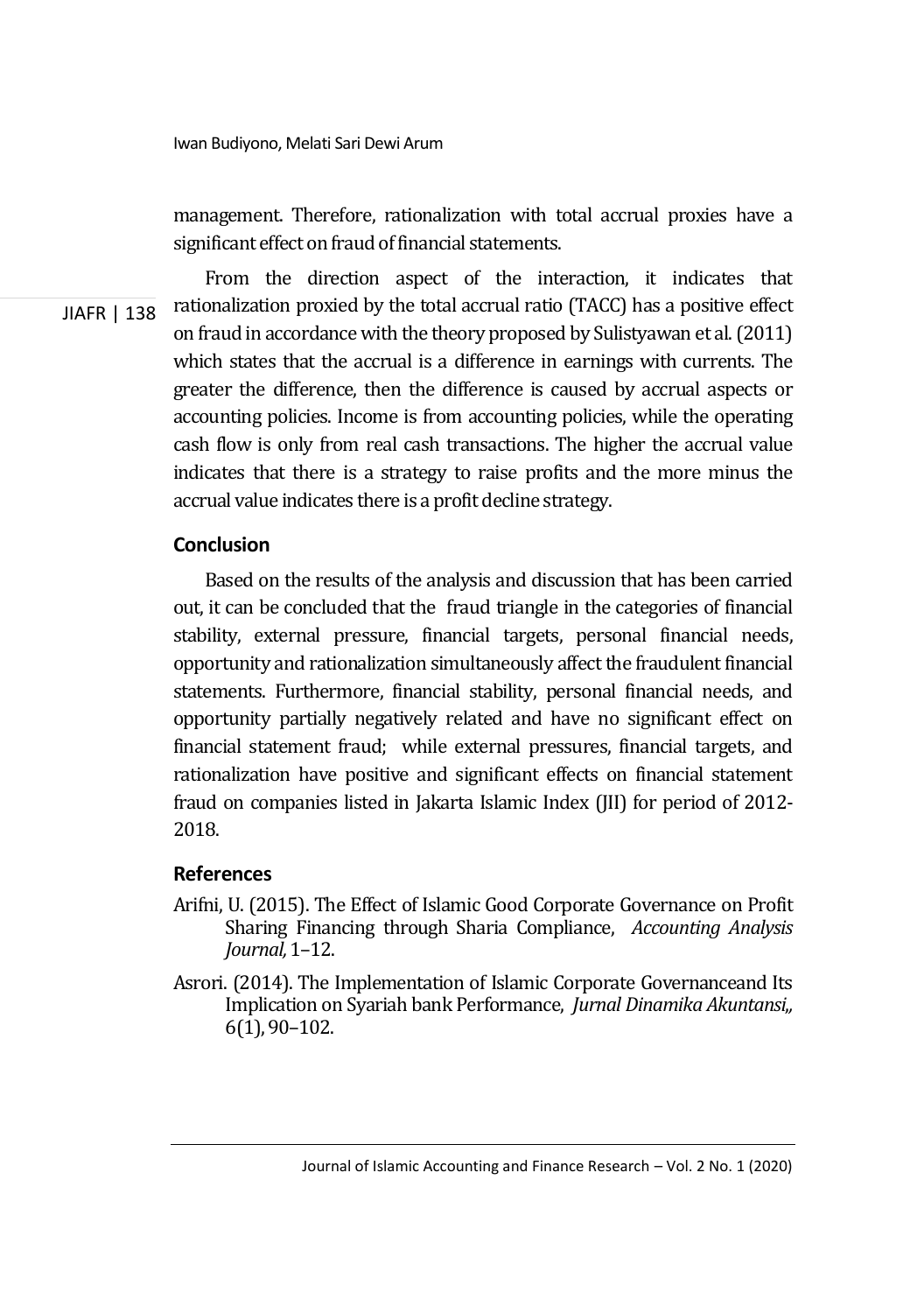management. Therefore, rationalization with total accrual proxies have a significant effect on fraud of financial statements.

From the direction aspect of the interaction, it indicates that rationalization proxied by the total accrual ratio (TACC) has a positive effect on fraud in accordance with the theory proposed by Sulistyawan et al. (2011) which states that the accrual is a difference in earnings with currents. The greater the difference, then the difference is caused by accrual aspects or accounting policies. Income is from accounting policies, while the operating cash flow is only from real cash transactions. The higher the accrual value indicates that there is a strategy to raise profits and the more minus the accrual value indicates there is a profit decline strategy.

## Conclusion

Based on the results of the analysis and discussion that has been carried out, it can be concluded that the fraud triangle in the categories of financial stability, external pressure, financial targets, personal financial needs, opportunity and rationalization simultaneously affect the fraudulent financial statements. Furthermore, financial stability, personal financial needs, and opportunity partially negatively related and have no significant effect on financial statement fraud; while external pressures, financial targets, and rationalization have positive and significant effects on financial statement fraud on companies listed in Jakarta Islamic Index (JII) for period of 2012-2018.

## References

Arifni, U. (2015). The Effect of Islamic Good Corporate Governance on Profit Sharing Financing through Sharia Compliance, *Accounting Analysis Journal,* 1–12.

Asrori. (2014). The Implementation of Islamic Corporate Governanceand Its Implication on Syariah bank Performance, *Jurnal Dinamika Akuntansi,,* 6(1), 90–102.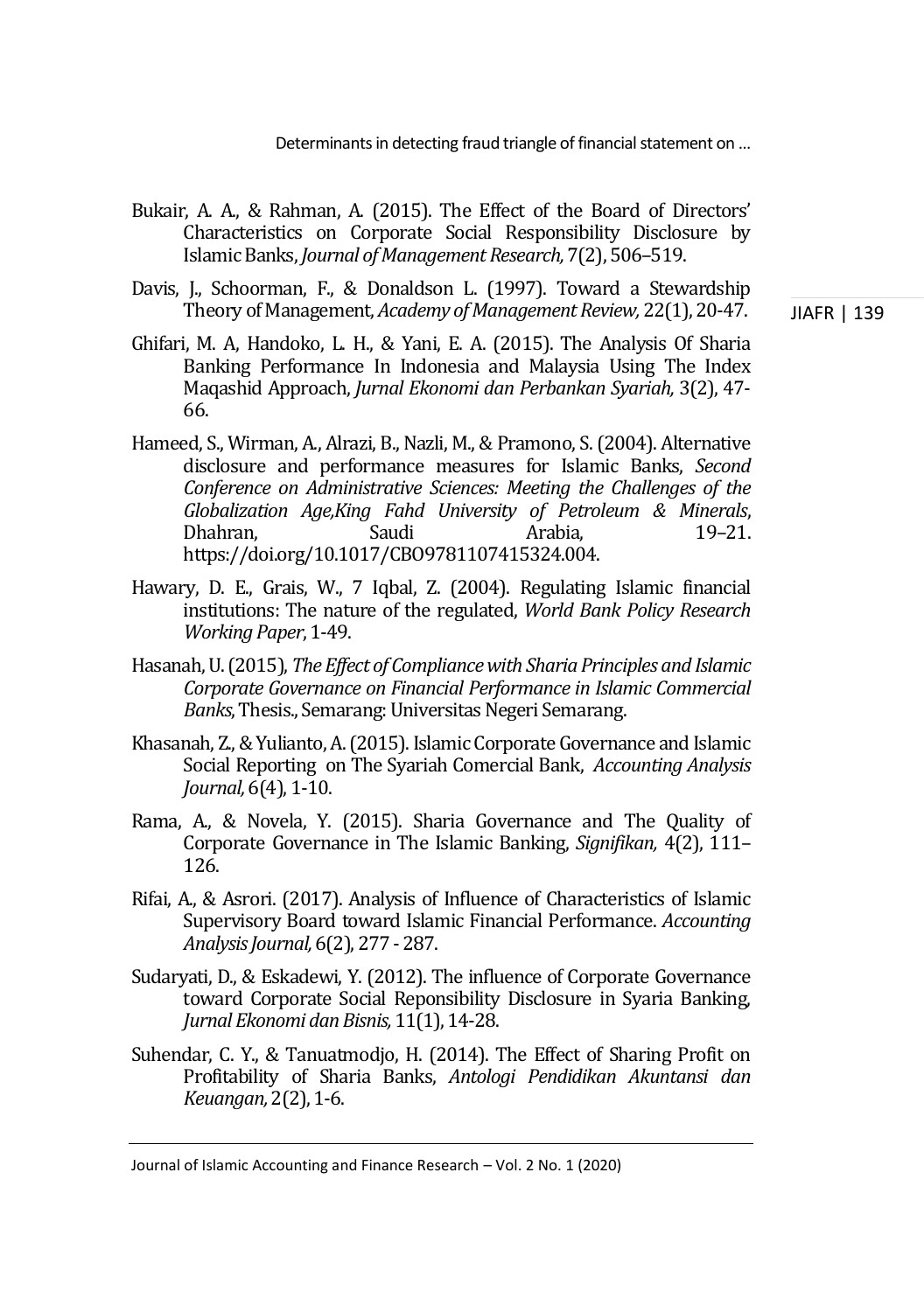Bukair, A. A., & Rahman, A. (2015). The Effect of the Board of Directors' Characteristics on Corporate Social Responsibility Disclosure by Islamic Banks, *Journal of Management Research,* 7(2), 506–519.

Davis, J., Schoorman, F., & Donaldson L. (1997). Toward a Stewardship Theory of Management, *Academy of Management Review,* 22(1), 20-47.

Ghifari, M. A, Handoko, L. H., & Yani, E. A. (2015). The Analysis Of Sharia Banking Performance In Indonesia and Malaysia Using The Index Maqashid Approach, *Jurnal Ekonomi dan Perbankan Syariah,* 3(2), 47-66.

Hameed, S., Wirman, A., Alrazi, B., Nazli, M., & Pramono, S. (2004). Alternative disclosure and performance measures for Islamic Banks, *Second Conference on Administrative Sciences: Meeting the Challenges of the Globalization Age,King Fahd University of Petroleum & Minerals*, Dhahran, Saudi Arabia, 19–21. https://doi.org/10.1017/CBO9781107415324.004.

Hawary, D. E., Grais, W., 7 Iqbal, Z. (2004). Regulating Islamic financial institutions: The nature of the regulated, *World Bank Policy Research Working Paper*, 1-49.

Hasanah, U. (2015), *The Effect of Compliance with Sharia Principles and Islamic Corporate Governance on Financial Performance in Islamic Commercial Banks*, Thesis., Semarang: Universitas Negeri Semarang.

Khasanah, Z., & Yulianto, A. (2015). Islamic Corporate Governance and Islamic Social Reporting on The Syariah Comercial Bank, *Accounting Analysis Journal,* 6(4), 1-10.

Rama, A., & Novela, Y. (2015). Sharia Governance and The Quality of Corporate Governance in The Islamic Banking, *Signifikan,* 4(2), 111–126.

Rifai, A., & Asrori. (2017). Analysis of Influence of Characteristics of Islamic Supervisory Board toward Islamic Financial Performance. *Accounting Analysis Journal,* 6(2), 277 - 287.

Sudaryati, D., & Eskadewi, Y. (2012). The influence of Corporate Governance toward Corporate Social Reponsibility Disclosure in Syaria Banking, *Jurnal Ekonomi dan Bisnis,* 11(1), 14-28.

Suhendar, C. Y., & Tanuatmodjo, H. (2014). The Effect of Sharing Profit on Profitability of Sharia Banks, *Antologi Pendidikan Akuntansi dan Keuangan,* 2(2), 1-6.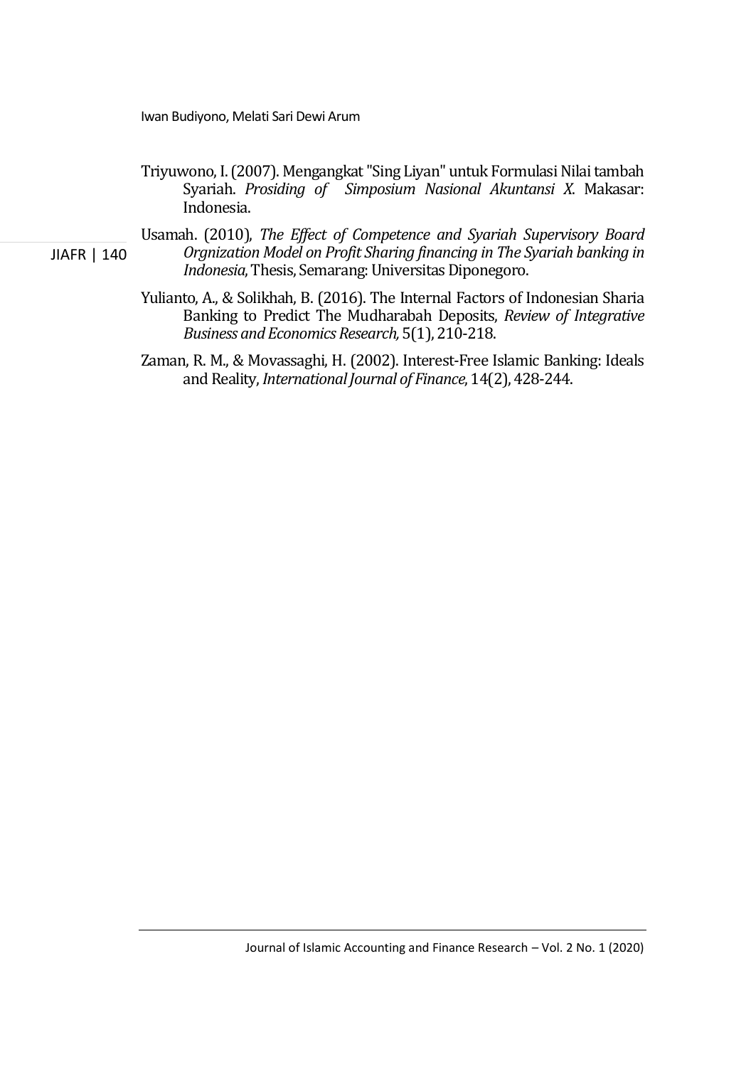Triyuwono, I. (2007). Mengangkat "Sing Liyan" untuk Formulasi Nilai tambah Syariah. *Prosiding of Simposium Nasional Akuntansi X*. Makasar: Indonesia.

Usamah. (2010), *The Effect of Competence and Syariah Supervisory Board Orgnization Model on Profit Sharing financing in The Syariah banking in Indonesia*, Thesis, Semarang: Universitas Diponegoro.

Yulianto, A., & Solikhah, B. (2016). The Internal Factors of Indonesian Sharia Banking to Predict The Mudharabah Deposits, *Review of Integrative Business and Economics Research,* 5(1), 210-218.

Zaman, R. M., & Movassaghi, H. (2002). Interest-Free Islamic Banking: Ideals and Reality, *International Journal of Finance,* 14(2), 428-244.